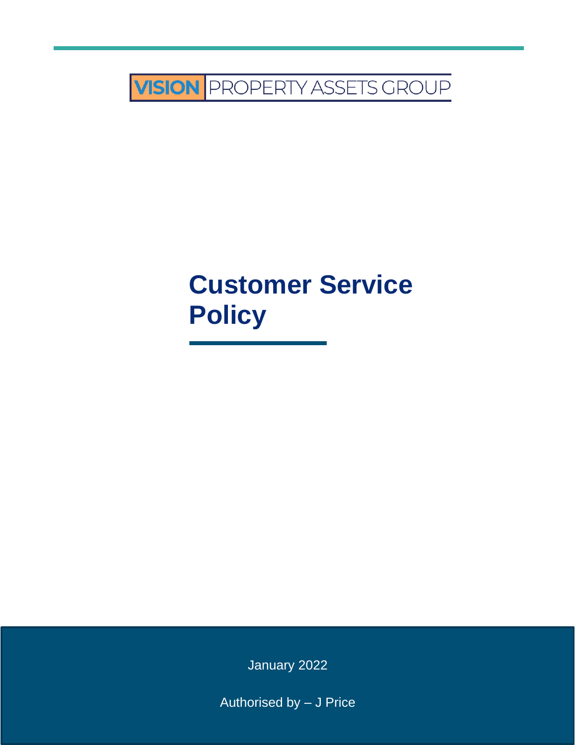VISION PROPERTY ASSETS GROUP

# Customer Service Policy

January 2022

Authorised by – J Price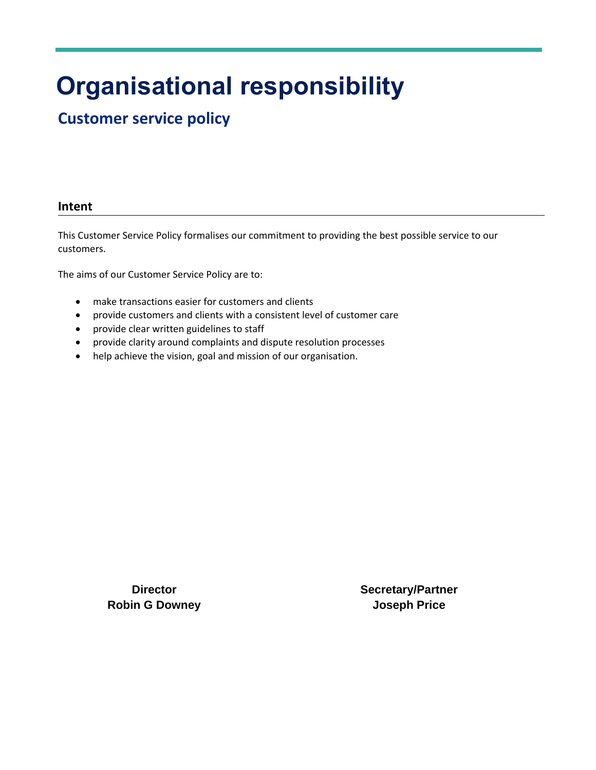# Organisational responsibility

## Customer service policy

### Intent

This Customer Service Policy formalises our commitment to providing the best possible service to our customers.

The aims of our Customer Service Policy are to:

- make transactions easier for customers and clients
- provide customers and clients with a consistent level of customer care
- provide clear written guidelines to staff
- provide clarity around complaints and dispute resolution processes
- help achieve the vision, goal and mission of our organisation.

**Director**
**Robin G Downey**

**Secretary/Partner**
**Joseph Price**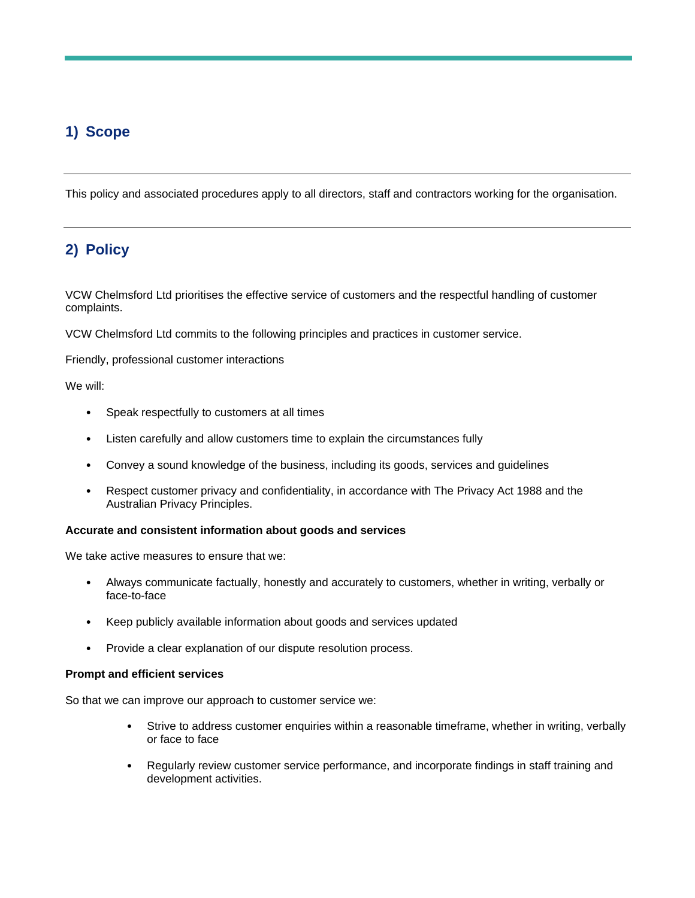## 1) Scope

This policy and associated procedures apply to all directors, staff and contractors working for the organisation.

## 2) Policy

VCW Chelmsford Ltd prioritises the effective service of customers and the respectful handling of customer complaints.

VCW Chelmsford Ltd commits to the following principles and practices in customer service.

Friendly, professional customer interactions

We will:

- Speak respectfully to customers at all times
- Listen carefully and allow customers time to explain the circumstances fully
- Convey a sound knowledge of the business, including its goods, services and guidelines
- Respect customer privacy and confidentiality, in accordance with The Privacy Act 1988 and the Australian Privacy Principles.

**Accurate and consistent information about goods and services**

We take active measures to ensure that we:

- Always communicate factually, honestly and accurately to customers, whether in writing, verbally or face-to-face
- Keep publicly available information about goods and services updated
- Provide a clear explanation of our dispute resolution process.

**Prompt and efficient services**

So that we can improve our approach to customer service we:

- Strive to address customer enquiries within a reasonable timeframe, whether in writing, verbally or face to face
- Regularly review customer service performance, and incorporate findings in staff training and development activities.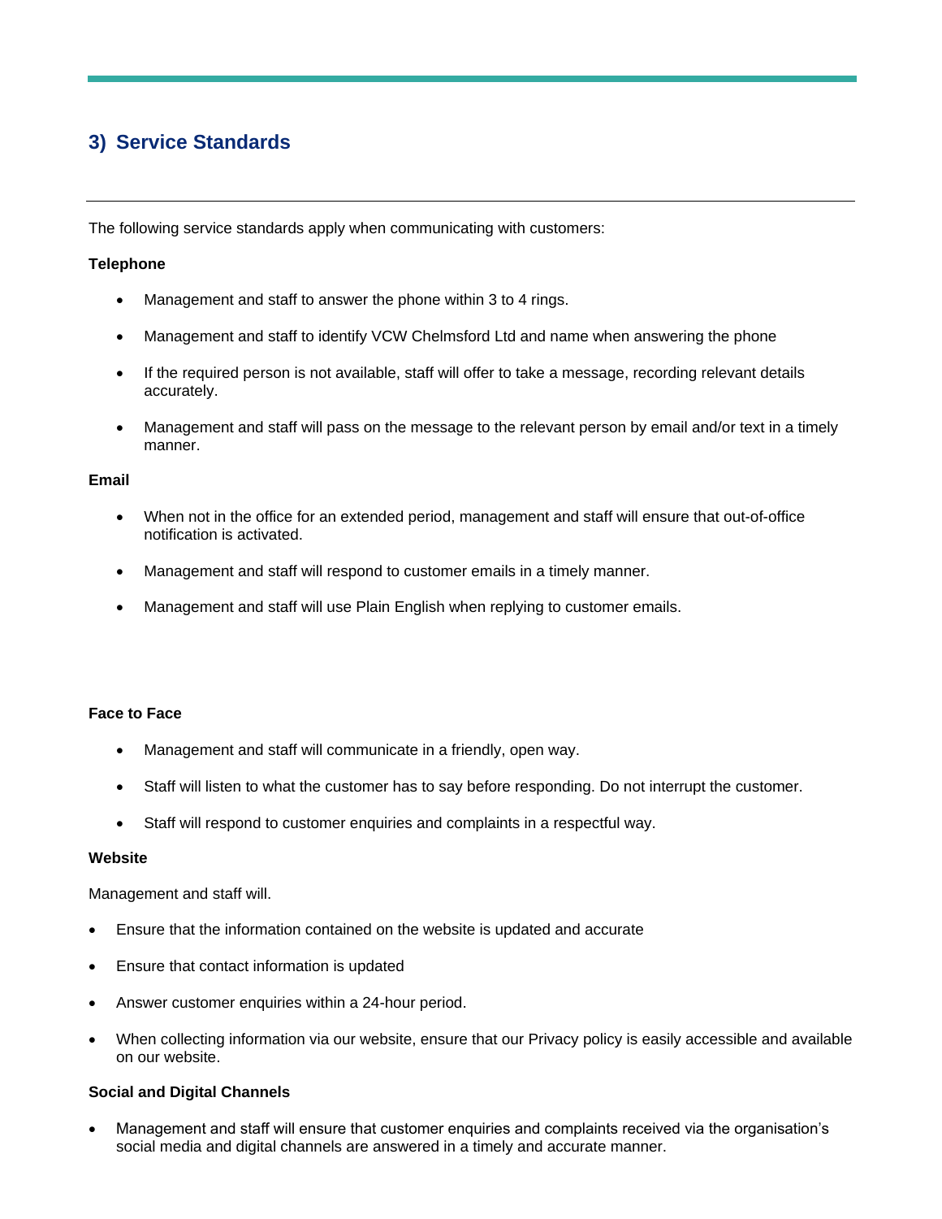## 3) Service Standards

The following service standards apply when communicating with customers:

**Telephone**

- Management and staff to answer the phone within 3 to 4 rings.
- Management and staff to identify VCW Chelmsford Ltd and name when answering the phone
- If the required person is not available, staff will offer to take a message, recording relevant details accurately.
- Management and staff will pass on the message to the relevant person by email and/or text in a timely manner.

**Email**

- When not in the office for an extended period, management and staff will ensure that out-of-office notification is activated.
- Management and staff will respond to customer emails in a timely manner.
- Management and staff will use Plain English when replying to customer emails.

**Face to Face**

- Management and staff will communicate in a friendly, open way.
- Staff will listen to what the customer has to say before responding. Do not interrupt the customer.
- Staff will respond to customer enquiries and complaints in a respectful way.

**Website**

Management and staff will.

- Ensure that the information contained on the website is updated and accurate
- Ensure that contact information is updated
- Answer customer enquiries within a 24-hour period.
- When collecting information via our website, ensure that our Privacy policy is easily accessible and available on our website.

**Social and Digital Channels**

- Management and staff will ensure that customer enquiries and complaints received via the organisation's social media and digital channels are answered in a timely and accurate manner.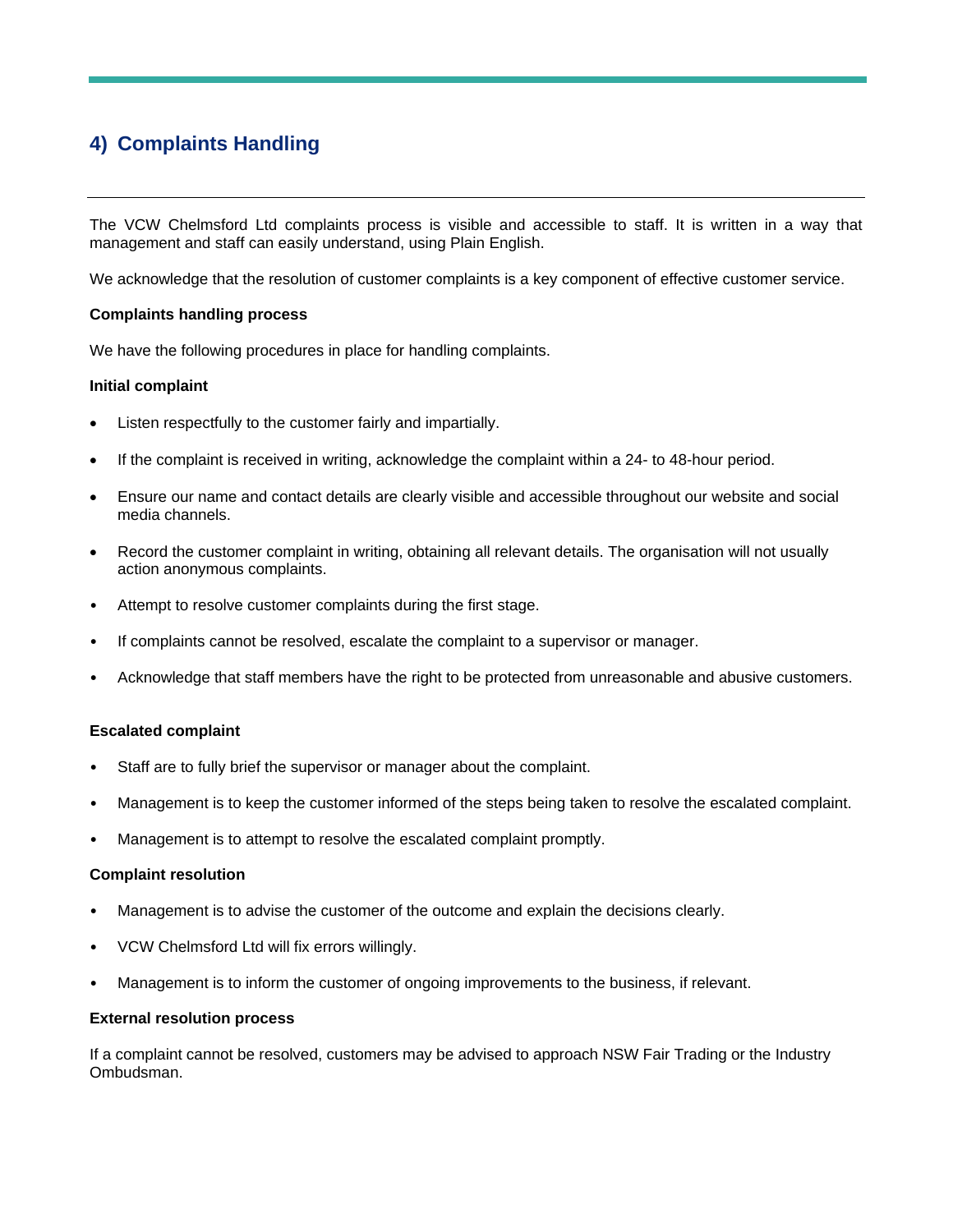## 4) Complaints Handling

The VCW Chelmsford Ltd complaints process is visible and accessible to staff. It is written in a way that management and staff can easily understand, using Plain English.

We acknowledge that the resolution of customer complaints is a key component of effective customer service.

**Complaints handling process**

We have the following procedures in place for handling complaints.

**Initial complaint**

- Listen respectfully to the customer fairly and impartially.
- If the complaint is received in writing, acknowledge the complaint within a 24- to 48-hour period.
- Ensure our name and contact details are clearly visible and accessible throughout our website and social media channels.
- Record the customer complaint in writing, obtaining all relevant details. The organisation will not usually action anonymous complaints.
- Attempt to resolve customer complaints during the first stage.
- If complaints cannot be resolved, escalate the complaint to a supervisor or manager.
- Acknowledge that staff members have the right to be protected from unreasonable and abusive customers.

**Escalated complaint**

- Staff are to fully brief the supervisor or manager about the complaint.
- Management is to keep the customer informed of the steps being taken to resolve the escalated complaint.
- Management is to attempt to resolve the escalated complaint promptly.

**Complaint resolution**

- Management is to advise the customer of the outcome and explain the decisions clearly.
- VCW Chelmsford Ltd will fix errors willingly.
- Management is to inform the customer of ongoing improvements to the business, if relevant.

**External resolution process**

If a complaint cannot be resolved, customers may be advised to approach NSW Fair Trading or the Industry Ombudsman.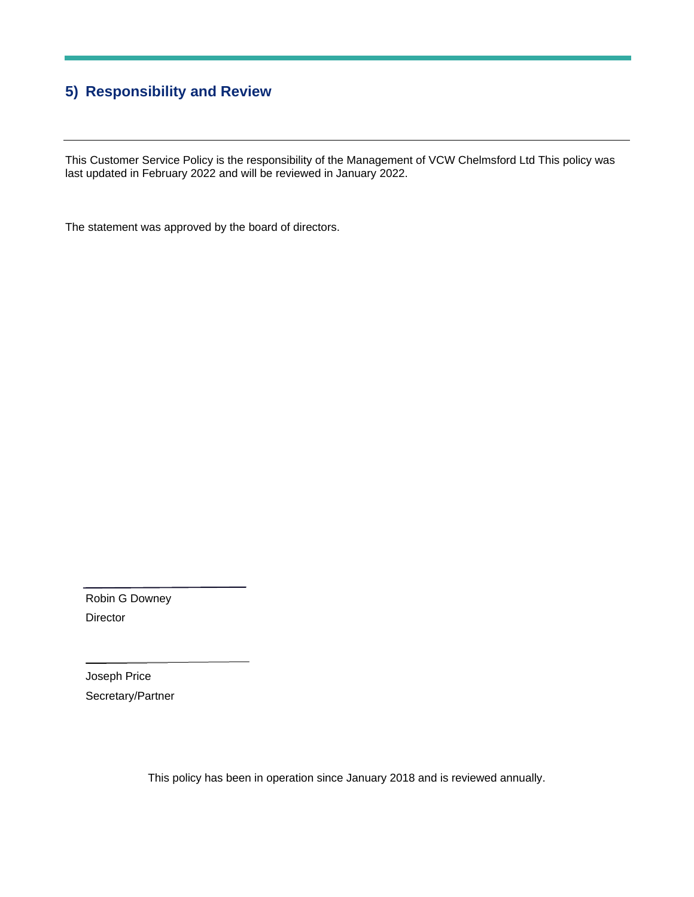## 5) Responsibility and Review

---

This Customer Service Policy is the responsibility of the Management of VCW Chelmsford Ltd This policy was last updated in February 2022 and will be reviewed in January 2022.

The statement was approved by the board of directors.

Robin G Downey
Director

Joseph Price
Secretary/Partner

This policy has been in operation since January 2018 and is reviewed annually.